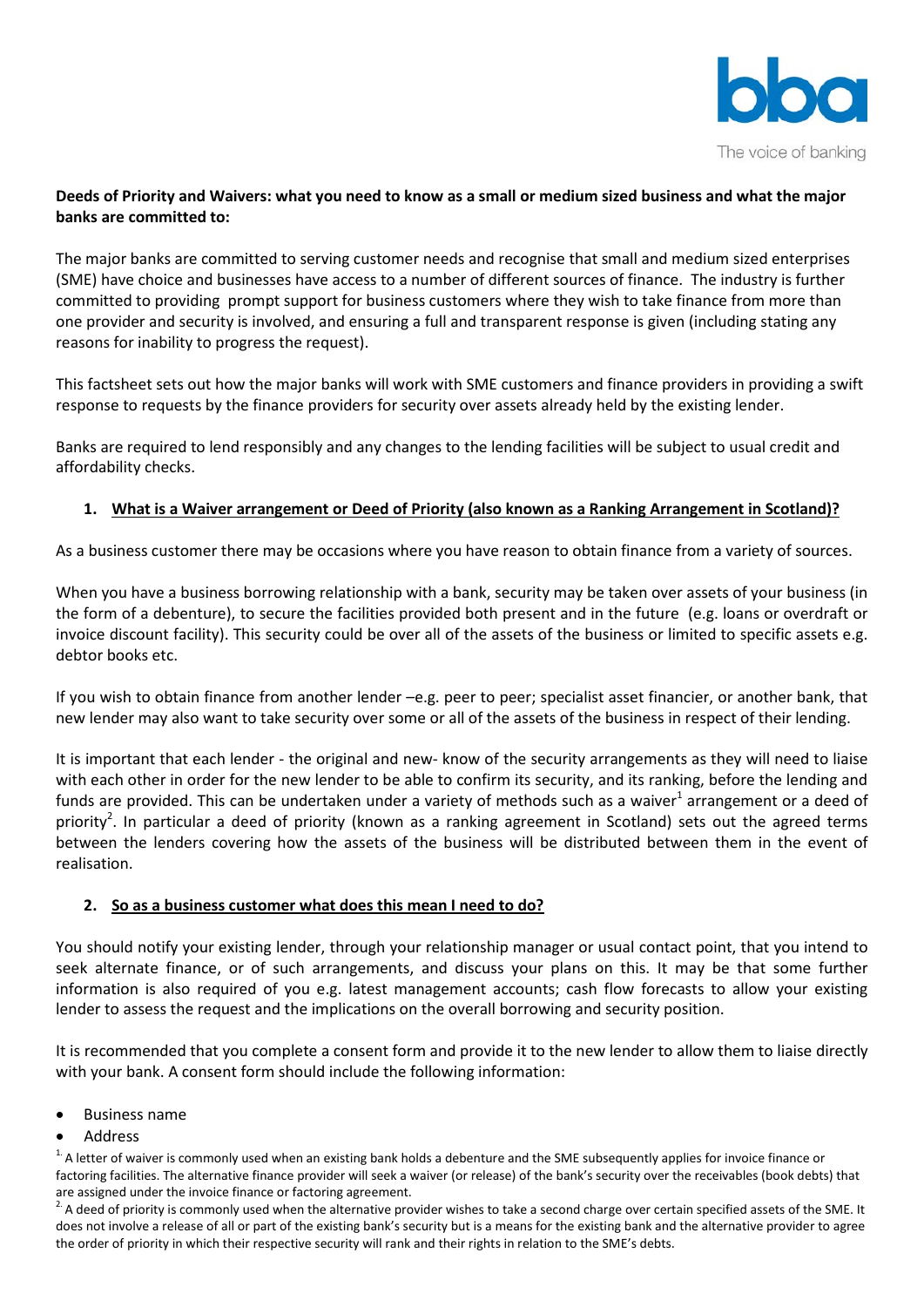**Deeds of Priority and Waivers: what you need to know as a small or medium sized business and what the major banks are committed to:**

The major banks are committed to serving customer needs and recognise that small and medium sized enterprises (SME) have choice and businesses have access to a number of different sources of finance. The industry is further committed to providing prompt support for business customers where they wish to take finance from more than one provider and security is involved, and ensuring a full and transparent response is given (including stating any reasons for inability to progress the request).

This factsheet sets out how the major banks will work with SME customers and finance providers in providing a swift response to requests by the finance providers for security over assets already held by the existing lender.

Banks are required to lend responsibly and any changes to the lending facilities will be subject to usual credit and affordability checks.

## 1. What is a Waiver arrangement or Deed of Priority (also known as a Ranking Arrangement in Scotland)?

As a business customer there may be occasions where you have reason to obtain finance from a variety of sources.

When you have a business borrowing relationship with a bank, security may be taken over assets of your business (in the form of a debenture), to secure the facilities provided both present and in the future (e.g. loans or overdraft or invoice discount facility). This security could be over all of the assets of the business or limited to specific assets e.g. debtor books etc.

If you wish to obtain finance from another lender –e.g. peer to peer; specialist asset financier, or another bank, that new lender may also want to take security over some or all of the assets of the business in respect of their lending.

It is important that each lender - the original and new- know of the security arrangements as they will need to liaise with each other in order for the new lender to be able to confirm its security, and its ranking, before the lending and funds are provided. This can be undertaken under a variety of methods such as a waiver[1] arrangement or a deed of priority[2]. In particular a deed of priority (known as a ranking agreement in Scotland) sets out the agreed terms between the lenders covering how the assets of the business will be distributed between them in the event of realisation.

## 2. So as a business customer what does this mean I need to do?

You should notify your existing lender, through your relationship manager or usual contact point, that you intend to seek alternate finance, or of such arrangements, and discuss your plans on this. It may be that some further information is also required of you e.g. latest management accounts; cash flow forecasts to allow your existing lender to assess the request and the implications on the overall borrowing and security position.

It is recommended that you complete a consent form and provide it to the new lender to allow them to liaise directly with your bank. A consent form should include the following information:

- Business name
- Address

[1] A letter of waiver is commonly used when an existing bank holds a debenture and the SME subsequently applies for invoice finance or factoring facilities. The alternative finance provider will seek a waiver (or release) of the bank's security over the receivables (book debts) that are assigned under the invoice finance or factoring agreement.

[2] A deed of priority is commonly used when the alternative provider wishes to take a second charge over certain specified assets of the SME. It does not involve a release of all or part of the existing bank's security but is a means for the existing bank and the alternative provider to agree the order of priority in which their respective security will rank and their rights in relation to the SME's debts.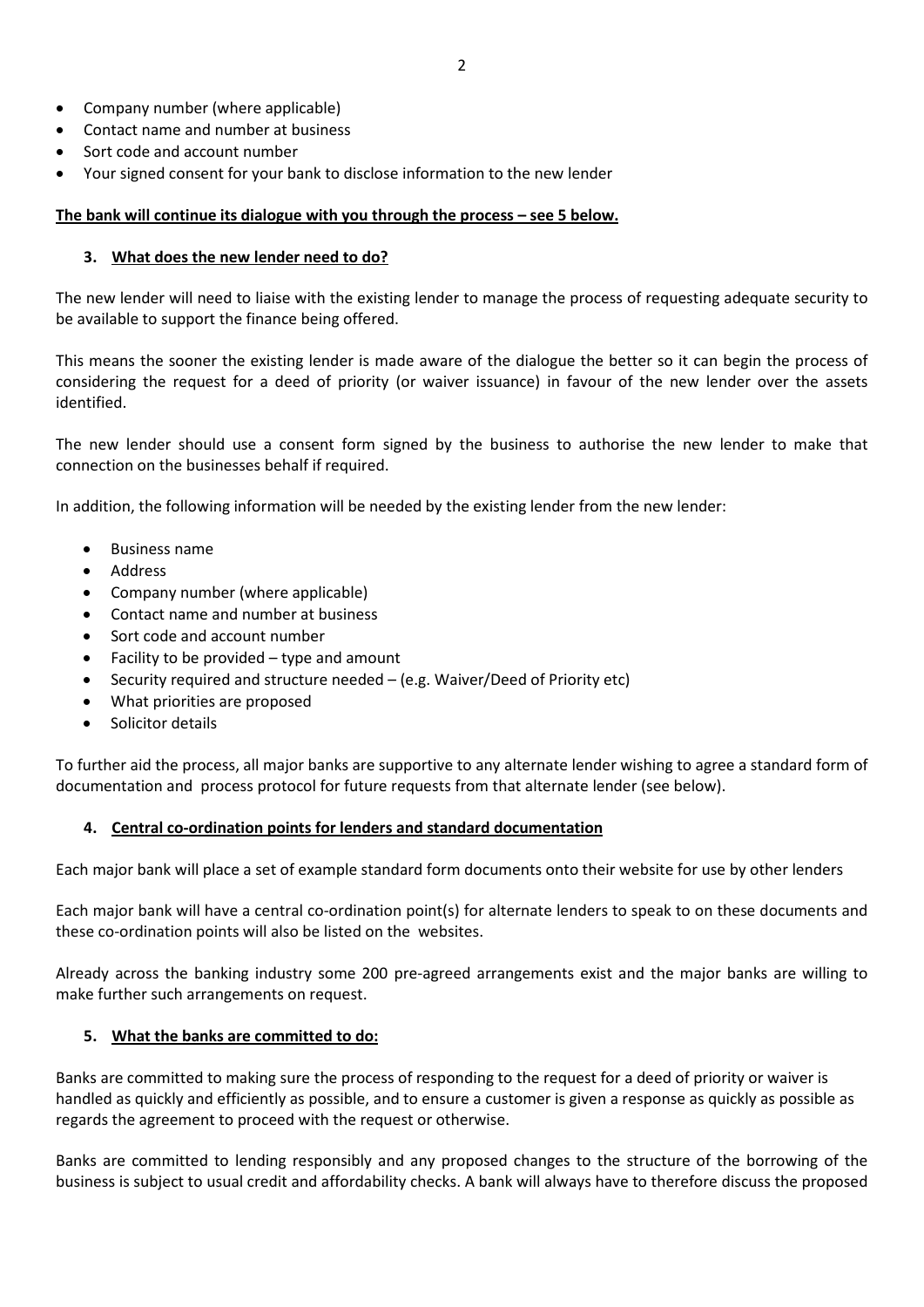- Company number (where applicable)
- Contact name and number at business
- Sort code and account number
- Your signed consent for your bank to disclose information to the new lender

**The bank will continue its dialogue with you through the process – see 5 below.**

### 3. What does the new lender need to do?

The new lender will need to liaise with the existing lender to manage the process of requesting adequate security to be available to support the finance being offered.

This means the sooner the existing lender is made aware of the dialogue the better so it can begin the process of considering the request for a deed of priority (or waiver issuance) in favour of the new lender over the assets identified.

The new lender should use a consent form signed by the business to authorise the new lender to make that connection on the businesses behalf if required.

In addition, the following information will be needed by the existing lender from the new lender:

- Business name
- Address
- Company number (where applicable)
- Contact name and number at business
- Sort code and account number
- Facility to be provided – type and amount
- Security required and structure needed – (e.g. Waiver/Deed of Priority etc)
- What priorities are proposed
- Solicitor details

To further aid the process, all major banks are supportive to any alternate lender wishing to agree a standard form of documentation and process protocol for future requests from that alternate lender (see below).

### 4. Central co-ordination points for lenders and standard documentation

Each major bank will place a set of example standard form documents onto their website for use by other lenders

Each major bank will have a central co-ordination point(s) for alternate lenders to speak to on these documents and these co-ordination points will also be listed on the websites.

Already across the banking industry some 200 pre-agreed arrangements exist and the major banks are willing to make further such arrangements on request.

### 5. What the banks are committed to do:

Banks are committed to making sure the process of responding to the request for a deed of priority or waiver is handled as quickly and efficiently as possible, and to ensure a customer is given a response as quickly as possible as regards the agreement to proceed with the request or otherwise.

Banks are committed to lending responsibly and any proposed changes to the structure of the borrowing of the business is subject to usual credit and affordability checks. A bank will always have to therefore discuss the proposed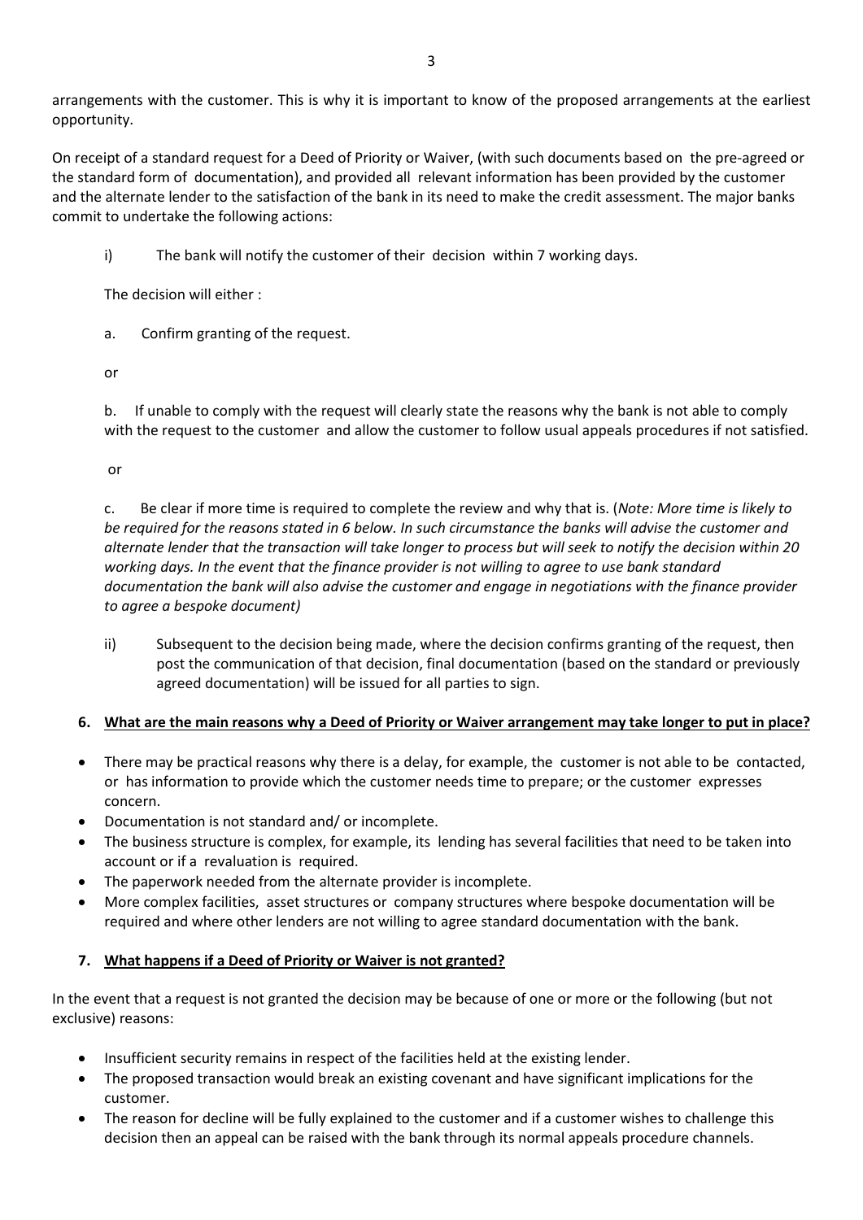arrangements with the customer. This is why it is important to know of the proposed arrangements at the earliest opportunity.

On receipt of a standard request for a Deed of Priority or Waiver, (with such documents based on the pre-agreed or the standard form of documentation), and provided all relevant information has been provided by the customer and the alternate lender to the satisfaction of the bank in its need to make the credit assessment. The major banks commit to undertake the following actions:

i) The bank will notify the customer of their decision within 7 working days.

The decision will either :

a. Confirm granting of the request.

or

b. If unable to comply with the request will clearly state the reasons why the bank is not able to comply with the request to the customer and allow the customer to follow usual appeals procedures if not satisfied.

or

c. Be clear if more time is required to complete the review and why that is. (*Note: More time is likely to be required for the reasons stated in 6 below. In such circumstance the banks will advise the customer and alternate lender that the transaction will take longer to process but will seek to notify the decision within 20 working days. In the event that the finance provider is not willing to agree to use bank standard documentation the bank will also advise the customer and engage in negotiations with the finance provider to agree a bespoke document)*

ii) Subsequent to the decision being made, where the decision confirms granting of the request, then post the communication of that decision, final documentation (based on the standard or previously agreed documentation) will be issued for all parties to sign.

**6. <u>What are the main reasons why a Deed of Priority or Waiver arrangement may take longer to put in place?</u>**

- There may be practical reasons why there is a delay, for example, the customer is not able to be contacted, or has information to provide which the customer needs time to prepare; or the customer expresses concern.
- Documentation is not standard and/ or incomplete.
- The business structure is complex, for example, its lending has several facilities that need to be taken into account or if a revaluation is required.
- The paperwork needed from the alternate provider is incomplete.
- More complex facilities, asset structures or company structures where bespoke documentation will be required and where other lenders are not willing to agree standard documentation with the bank.

**7. <u>What happens if a Deed of Priority or Waiver is not granted?</u>**

In the event that a request is not granted the decision may be because of one or more or the following (but not exclusive) reasons:

- Insufficient security remains in respect of the facilities held at the existing lender.
- The proposed transaction would break an existing covenant and have significant implications for the customer.
- The reason for decline will be fully explained to the customer and if a customer wishes to challenge this decision then an appeal can be raised with the bank through its normal appeals procedure channels.